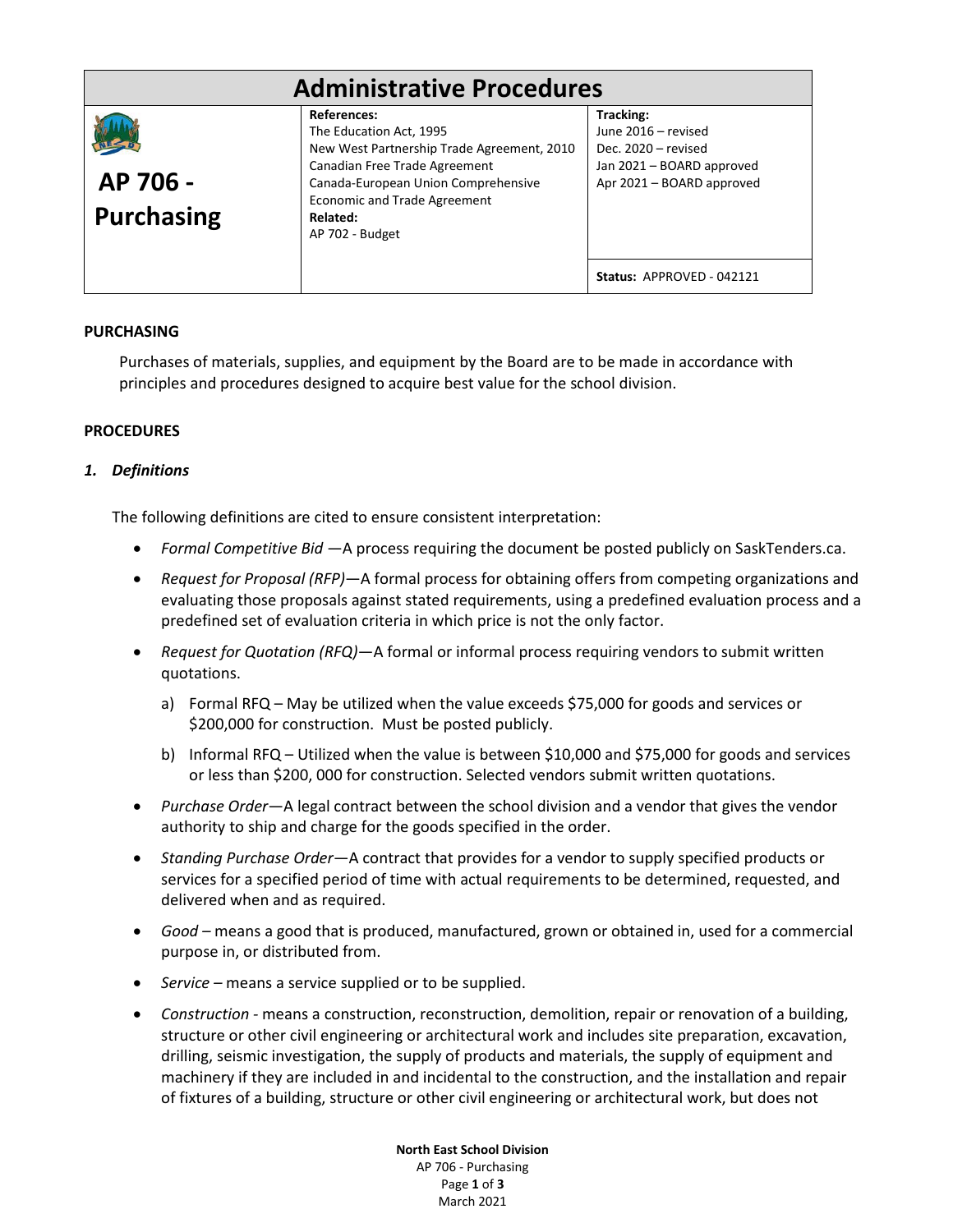# Administrative Procedures

| AP 706 - Purchasing | References: The Education Act, 1995; New West Partnership Trade Agreement, 2010; Canadian Free Trade Agreement; Canada-European Union Comprehensive Economic and Trade Agreement. Related: AP 702 - Budget | Tracking: June 2016 – revised; Dec. 2020 – revised; Jan 2021 – BOARD approved; Apr 2021 – BOARD approved. Status: APPROVED - 042121 |
|---|---|---|

## PURCHASING

Purchases of materials, supplies, and equipment by the Board are to be made in accordance with principles and procedures designed to acquire best value for the school division.

## PROCEDURES

### 1. *Definitions*

The following definitions are cited to ensure consistent interpretation:

- *Formal Competitive Bid* —A process requiring the document be posted publicly on SaskTenders.ca.
- *Request for Proposal (RFP)*—A formal process for obtaining offers from competing organizations and evaluating those proposals against stated requirements, using a predefined evaluation process and a predefined set of evaluation criteria in which price is not the only factor.
- *Request for Quotation (RFQ)*—A formal or informal process requiring vendors to submit written quotations.
  a) Formal RFQ – May be utilized when the value exceeds $75,000 for goods and services or $200,000 for construction. Must be posted publicly.
  b) Informal RFQ – Utilized when the value is between $10,000 and $75,000 for goods and services or less than $200, 000 for construction. Selected vendors submit written quotations.
- *Purchase Order*—A legal contract between the school division and a vendor that gives the vendor authority to ship and charge for the goods specified in the order.
- *Standing Purchase Order*—A contract that provides for a vendor to supply specified products or services for a specified period of time with actual requirements to be determined, requested, and delivered when and as required.
- *Good* – means a good that is produced, manufactured, grown or obtained in, used for a commercial purpose in, or distributed from.
- *Service* – means a service supplied or to be supplied.
- *Construction* - means a construction, reconstruction, demolition, repair or renovation of a building, structure or other civil engineering or architectural work and includes site preparation, excavation, drilling, seismic investigation, the supply of products and materials, the supply of equipment and machinery if they are included in and incidental to the construction, and the installation and repair of fixtures of a building, structure or other civil engineering or architectural work, but does not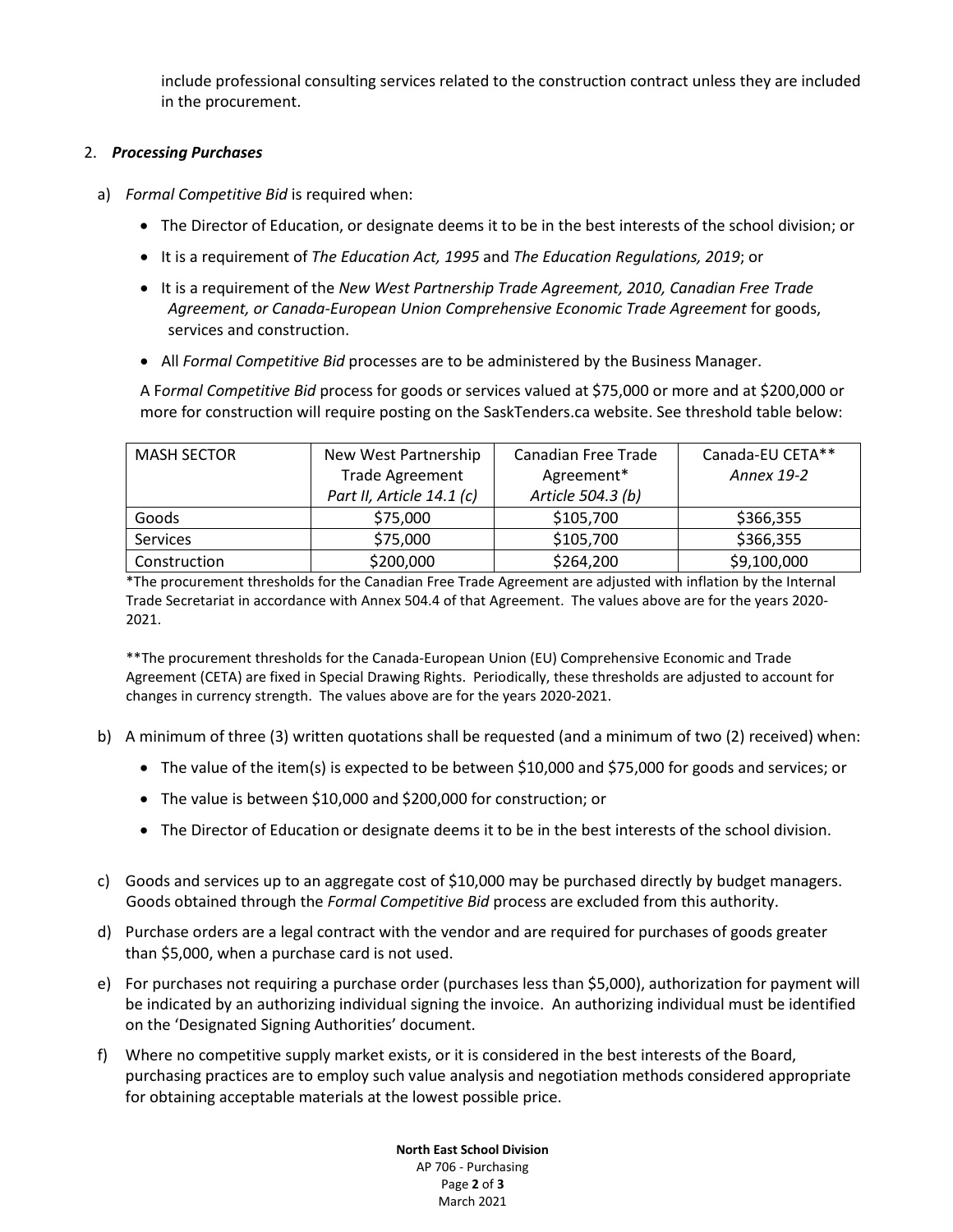include professional consulting services related to the construction contract unless they are included in the procurement.

2. ***Processing Purchases***

a) *Formal Competitive Bid* is required when:

- The Director of Education, or designate deems it to be in the best interests of the school division; or
- It is a requirement of *The Education Act, 1995* and *The Education Regulations, 2019*; or
- It is a requirement of the *New West Partnership Trade Agreement, 2010, Canadian Free Trade Agreement, or Canada-European Union Comprehensive Economic Trade Agreement* for goods, services and construction.
- All *Formal Competitive Bid* processes are to be administered by the Business Manager.

A F*ormal Competitive Bid* process for goods or services valued at $75,000 or more and at $200,000 or more for construction will require posting on the SaskTenders.ca website. See threshold table below:

| MASH SECTOR | New West Partnership Trade Agreement *Part II, Article 14.1 (c)* | Canadian Free Trade Agreement* *Article 504.3 (b)* | Canada-EU CETA** *Annex 19-2* |
|---|---|---|---|
| Goods | $75,000 | $105,700 | $366,355 |
| Services | $75,000 | $105,700 | $366,355 |
| Construction | $200,000 | $264,200 | $9,100,000 |

*The procurement thresholds for the Canadian Free Trade Agreement are adjusted with inflation by the Internal Trade Secretariat in accordance with Annex 504.4 of that Agreement. The values above are for the years 2020-2021.

**The procurement thresholds for the Canada-European Union (EU) Comprehensive Economic and Trade Agreement (CETA) are fixed in Special Drawing Rights. Periodically, these thresholds are adjusted to account for changes in currency strength. The values above are for the years 2020-2021.

b) A minimum of three (3) written quotations shall be requested (and a minimum of two (2) received) when:

- The value of the item(s) is expected to be between $10,000 and $75,000 for goods and services; or
- The value is between $10,000 and $200,000 for construction; or
- The Director of Education or designate deems it to be in the best interests of the school division.

c) Goods and services up to an aggregate cost of $10,000 may be purchased directly by budget managers. Goods obtained through the *Formal Competitive Bid* process are excluded from this authority.

d) Purchase orders are a legal contract with the vendor and are required for purchases of goods greater than $5,000, when a purchase card is not used.

e) For purchases not requiring a purchase order (purchases less than $5,000), authorization for payment will be indicated by an authorizing individual signing the invoice. An authorizing individual must be identified on the 'Designated Signing Authorities' document.

f) Where no competitive supply market exists, or it is considered in the best interests of the Board, purchasing practices are to employ such value analysis and negotiation methods considered appropriate for obtaining acceptable materials at the lowest possible price.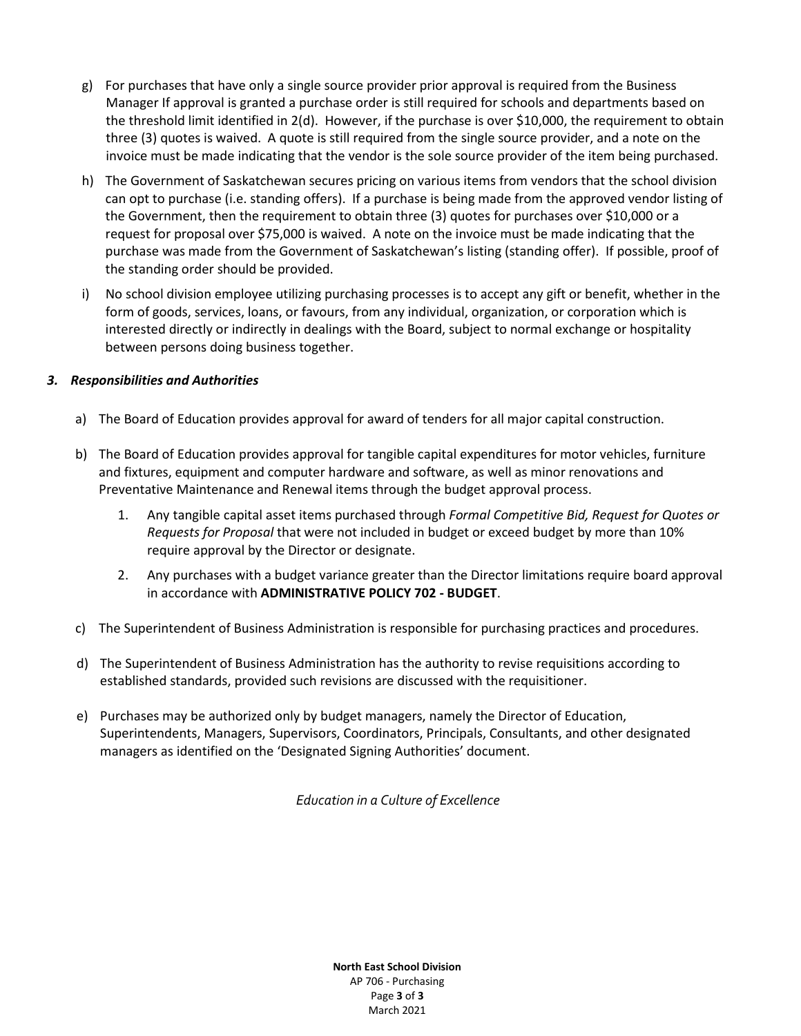g) For purchases that have only a single source provider prior approval is required from the Business Manager If approval is granted a purchase order is still required for schools and departments based on the threshold limit identified in 2(d). However, if the purchase is over $10,000, the requirement to obtain three (3) quotes is waived. A quote is still required from the single source provider, and a note on the invoice must be made indicating that the vendor is the sole source provider of the item being purchased.

h) The Government of Saskatchewan secures pricing on various items from vendors that the school division can opt to purchase (i.e. standing offers). If a purchase is being made from the approved vendor listing of the Government, then the requirement to obtain three (3) quotes for purchases over $10,000 or a request for proposal over $75,000 is waived. A note on the invoice must be made indicating that the purchase was made from the Government of Saskatchewan's listing (standing offer). If possible, proof of the standing order should be provided.

i) No school division employee utilizing purchasing processes is to accept any gift or benefit, whether in the form of goods, services, loans, or favours, from any individual, organization, or corporation which is interested directly or indirectly in dealings with the Board, subject to normal exchange or hospitality between persons doing business together.

### *3. Responsibilities and Authorities*

a) The Board of Education provides approval for award of tenders for all major capital construction.

b) The Board of Education provides approval for tangible capital expenditures for motor vehicles, furniture and fixtures, equipment and computer hardware and software, as well as minor renovations and Preventative Maintenance and Renewal items through the budget approval process.

   1. Any tangible capital asset items purchased through *Formal Competitive Bid, Request for Quotes or Requests for Proposal* that were not included in budget or exceed budget by more than 10% require approval by the Director or designate.
   2. Any purchases with a budget variance greater than the Director limitations require board approval in accordance with **ADMINISTRATIVE POLICY 702 - BUDGET**.

c) The Superintendent of Business Administration is responsible for purchasing practices and procedures.

d) The Superintendent of Business Administration has the authority to revise requisitions according to established standards, provided such revisions are discussed with the requisitioner.

e) Purchases may be authorized only by budget managers, namely the Director of Education, Superintendents, Managers, Supervisors, Coordinators, Principals, Consultants, and other designated managers as identified on the 'Designated Signing Authorities' document.

*Education in a Culture of Excellence*